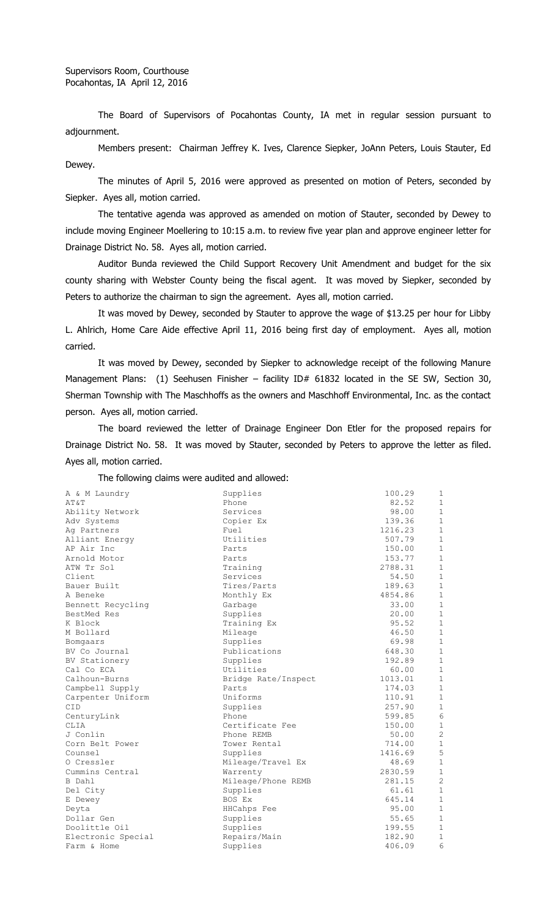Supervisors Room, Courthouse
Pocahontas, IA April 12, 2016

The Board of Supervisors of Pocahontas County, IA met in regular session pursuant to adjournment.

Members present: Chairman Jeffrey K. Ives, Clarence Siepker, JoAnn Peters, Louis Stauter, Ed Dewey.

The minutes of April 5, 2016 were approved as presented on motion of Peters, seconded by Siepker. Ayes all, motion carried.

The tentative agenda was approved as amended on motion of Stauter, seconded by Dewey to include moving Engineer Moellering to 10:15 a.m. to review five year plan and approve engineer letter for Drainage District No. 58. Ayes all, motion carried.

Auditor Bunda reviewed the Child Support Recovery Unit Amendment and budget for the six county sharing with Webster County being the fiscal agent. It was moved by Siepker, seconded by Peters to authorize the chairman to sign the agreement. Ayes all, motion carried.

It was moved by Dewey, seconded by Stauter to approve the wage of $13.25 per hour for Libby L. Ahlrich, Home Care Aide effective April 11, 2016 being first day of employment. Ayes all, motion carried.

It was moved by Dewey, seconded by Siepker to acknowledge receipt of the following Manure Management Plans: (1) Seehusen Finisher – facility ID# 61832 located in the SE SW, Section 30, Sherman Township with The Maschhoffs as the owners and Maschhoff Environmental, Inc. as the contact person. Ayes all, motion carried.

The board reviewed the letter of Drainage Engineer Don Etler for the proposed repairs for Drainage District No. 58. It was moved by Stauter, seconded by Peters to approve the letter as filed. Ayes all, motion carried.

The following claims were audited and allowed:

| | | | |
|---|---|---|---|
| A & M Laundry | Supplies | 100.29 | 1 |
| AT&T | Phone | 82.52 | 1 |
| Ability Network | Services | 98.00 | 1 |
| Adv Systems | Copier Ex | 139.36 | 1 |
| Ag Partners | Fuel | 1216.23 | 1 |
| Alliant Energy | Utilities | 507.79 | 1 |
| AP Air Inc | Parts | 150.00 | 1 |
| Arnold Motor | Parts | 153.77 | 1 |
| ATW Tr Sol | Training | 2788.31 | 1 |
| Client | Services | 54.50 | 1 |
| Bauer Built | Tires/Parts | 189.63 | 1 |
| A Beneke | Monthly Ex | 4854.86 | 1 |
| Bennett Recycling | Garbage | 33.00 | 1 |
| BestMed Res | Supplies | 20.00 | 1 |
| K Block | Training Ex | 95.52 | 1 |
| M Bollard | Mileage | 46.50 | 1 |
| Bomgaars | Supplies | 69.98 | 1 |
| BV Co Journal | Publications | 648.30 | 1 |
| BV Stationery | Supplies | 192.89 | 1 |
| Cal Co ECA | Utilities | 60.00 | 1 |
| Calhoun-Burns | Bridge Rate/Inspect | 1013.01 | 1 |
| Campbell Supply | Parts | 174.03 | 1 |
| Carpenter Uniform | Uniforms | 110.91 | 1 |
| CID | Supplies | 257.90 | 1 |
| CenturyLink | Phone | 599.85 | 6 |
| CLIA | Certificate Fee | 150.00 | 1 |
| J Conlin | Phone REMB | 50.00 | 2 |
| Corn Belt Power | Tower Rental | 714.00 | 1 |
| Counsel | Supplies | 1416.69 | 5 |
| O Cressler | Mileage/Travel Ex | 48.69 | 1 |
| Cummins Central | Warrenty | 2830.59 | 1 |
| B Dahl | Mileage/Phone REMB | 281.15 | 2 |
| Del City | Supplies | 61.61 | 1 |
| E Dewey | BOS Ex | 645.14 | 1 |
| Deyta | HHCahps Fee | 95.00 | 1 |
| Dollar Gen | Supplies | 55.65 | 1 |
| Doolittle Oil | Supplies | 199.55 | 1 |
| Electronic Special | Repairs/Main | 182.90 | 1 |
| Farm & Home | Supplies | 406.09 | 6 |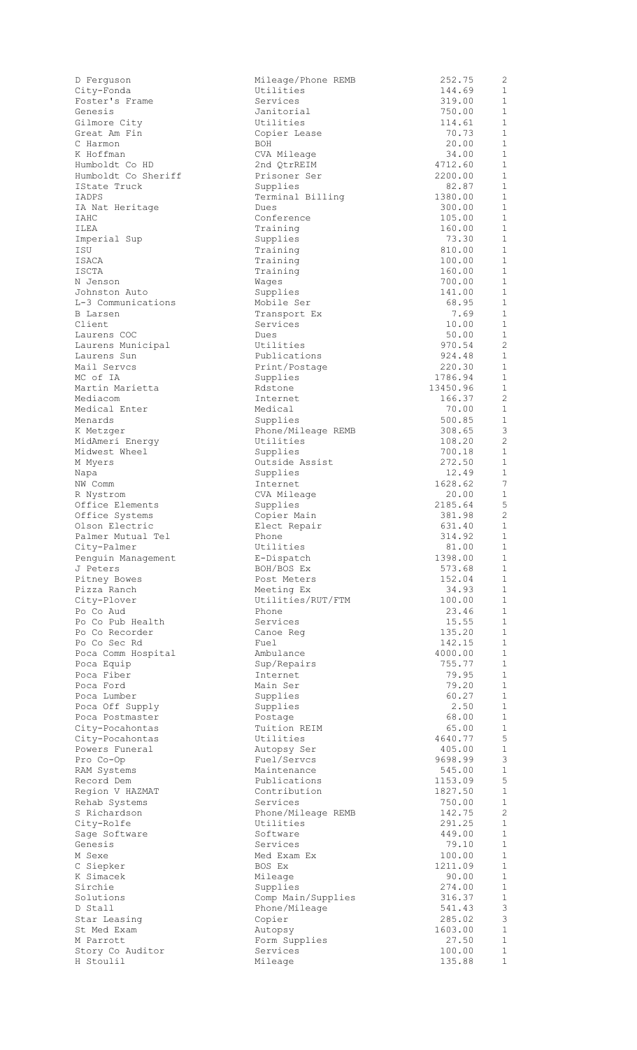| | | | |
|---|---|---|---|
| D Ferguson | Mileage/Phone REMB | 252.75 | 2 |
| City-Fonda | Utilities | 144.69 | 1 |
| Foster's Frame | Services | 319.00 | 1 |
| Genesis | Janitorial | 750.00 | 1 |
| Gilmore City | Utilities | 114.61 | 1 |
| Great Am Fin | Copier Lease | 70.73 | 1 |
| C Harmon | BOH | 20.00 | 1 |
| K Hoffman | CVA Mileage | 34.00 | 1 |
| Humboldt Co HD | 2nd QtrREIM | 4712.60 | 1 |
| Humboldt Co Sheriff | Prisoner Ser | 2200.00 | 1 |
| IState Truck | Supplies | 82.87 | 1 |
| IADPS | Terminal Billing | 1380.00 | 1 |
| IA Nat Heritage | Dues | 300.00 | 1 |
| IAHC | Conference | 105.00 | 1 |
| ILEA | Training | 160.00 | 1 |
| Imperial Sup | Supplies | 73.30 | 1 |
| ISU | Training | 810.00 | 1 |
| ISACA | Training | 100.00 | 1 |
| ISCTA | Training | 160.00 | 1 |
| N Jenson | Wages | 700.00 | 1 |
| Johnston Auto | Supplies | 141.00 | 1 |
| L-3 Communications | Mobile Ser | 68.95 | 1 |
| B Larsen | Transport Ex | 7.69 | 1 |
| Client | Services | 10.00 | 1 |
| Laurens COC | Dues | 50.00 | 1 |
| Laurens Municipal | Utilities | 970.54 | 2 |
| Laurens Sun | Publications | 924.48 | 1 |
| Mail Servcs | Print/Postage | 220.30 | 1 |
| MC of IA | Supplies | 1786.94 | 1 |
| Martin Marietta | Rdstone | 13450.96 | 1 |
| Mediacom | Internet | 166.37 | 2 |
| Medical Enter | Medical | 70.00 | 1 |
| Menards | Supplies | 500.85 | 1 |
| K Metzger | Phone/Mileage REMB | 308.65 | 3 |
| MidAmeri Energy | Utilities | 108.20 | 2 |
| Midwest Wheel | Supplies | 700.18 | 1 |
| M Myers | Outside Assist | 272.50 | 1 |
| Napa | Supplies | 12.49 | 1 |
| NW Comm | Internet | 1628.62 | 7 |
| R Nystrom | CVA Mileage | 20.00 | 1 |
| Office Elements | Supplies | 2185.64 | 5 |
| Office Systems | Copier Main | 381.98 | 2 |
| Olson Electric | Elect Repair | 631.40 | 1 |
| Palmer Mutual Tel | Phone | 314.92 | 1 |
| City-Palmer | Utilities | 81.00 | 1 |
| Penguin Management | E-Dispatch | 1398.00 | 1 |
| J Peters | BOH/BOS Ex | 573.68 | 1 |
| Pitney Bowes | Post Meters | 152.04 | 1 |
| Pizza Ranch | Meeting Ex | 34.93 | 1 |
| City-Plover | Utilities/RUT/FTM | 100.00 | 1 |
| Po Co Aud | Phone | 23.46 | 1 |
| Po Co Pub Health | Services | 15.55 | 1 |
| Po Co Recorder | Canoe Reg | 135.20 | 1 |
| Po Co Sec Rd | Fuel | 142.15 | 1 |
| Poca Comm Hospital | Ambulance | 4000.00 | 1 |
| Poca Equip | Sup/Repairs | 755.77 | 1 |
| Poca Fiber | Internet | 79.95 | 1 |
| Poca Ford | Main Ser | 79.20 | 1 |
| Poca Lumber | Supplies | 60.27 | 1 |
| Poca Off Supply | Supplies | 2.50 | 1 |
| Poca Postmaster | Postage | 68.00 | 1 |
| City-Pocahontas | Tuition REIM | 65.00 | 1 |
| City-Pocahontas | Utilities | 4640.77 | 5 |
| Powers Funeral | Autopsy Ser | 405.00 | 1 |
| Pro Co-Op | Fuel/Servcs | 9698.99 | 3 |
| RAM Systems | Maintenance | 545.00 | 1 |
| Record Dem | Publications | 1153.09 | 5 |
| Region V HAZMAT | Contribution | 1827.50 | 1 |
| Rehab Systems | Services | 750.00 | 1 |
| S Richardson | Phone/Mileage REMB | 142.75 | 2 |
| City-Rolfe | Utilities | 291.25 | 1 |
| Sage Software | Software | 449.00 | 1 |
| Genesis | Services | 79.10 | 1 |
| M Sexe | Med Exam Ex | 100.00 | 1 |
| C Siepker | BOS Ex | 1211.09 | 1 |
| K Simacek | Mileage | 90.00 | 1 |
| Sirchie | Supplies | 274.00 | 1 |
| Solutions | Comp Main/Supplies | 316.37 | 1 |
| D Stall | Phone/Mileage | 541.43 | 3 |
| Star Leasing | Copier | 285.02 | 3 |
| St Med Exam | Autopsy | 1603.00 | 1 |
| M Parrott | Form Supplies | 27.50 | 1 |
| Story Co Auditor | Services | 100.00 | 1 |
| H Stoulil | Mileage | 135.88 | 1 |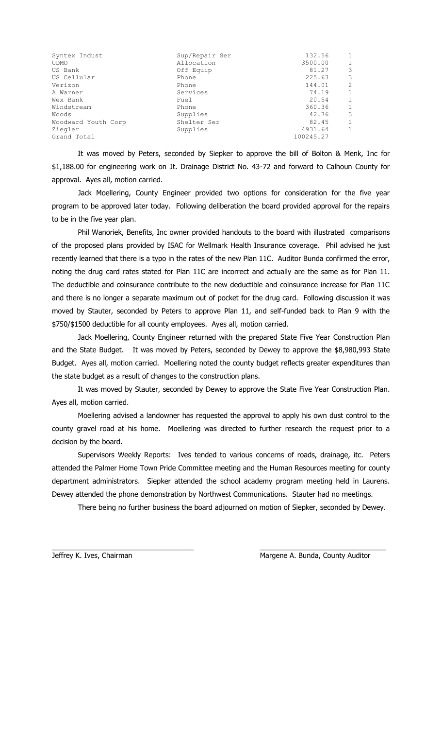| | | | |
|---|---|---|---|
| Syntex Indust | Sup/Repair Ser | 132.56 | 1 |
| UDMO | Allocation | 3500.00 | 1 |
| US Bank | Off Equip | 81.27 | 3 |
| US Cellular | Phone | 225.63 | 3 |
| Verizon | Phone | 144.01 | 2 |
| A Warner | Services | 74.19 | 1 |
| Wex Bank | Fuel | 20.54 | 1 |
| Windstream | Phone | 360.36 | 1 |
| Woods | Supplies | 42.76 | 3 |
| Woodward Youth Corp | Shelter Ser | 82.45 | 1 |
| Ziegler | Supplies | 4931.64 | 1 |
| Grand Total | | 100245.27 | |

It was moved by Peters, seconded by Siepker to approve the bill of Bolton & Menk, Inc for $1,188.00 for engineering work on Jt. Drainage District No. 43-72 and forward to Calhoun County for approval. Ayes all, motion carried.

Jack Moellering, County Engineer provided two options for consideration for the five year program to be approved later today. Following deliberation the board provided approval for the repairs to be in the five year plan.

Phil Wanoriek, Benefits, Inc owner provided handouts to the board with illustrated comparisons of the proposed plans provided by ISAC for Wellmark Health Insurance coverage. Phil advised he just recently learned that there is a typo in the rates of the new Plan 11C. Auditor Bunda confirmed the error, noting the drug card rates stated for Plan 11C are incorrect and actually are the same as for Plan 11. The deductible and coinsurance contribute to the new deductible and coinsurance increase for Plan 11C and there is no longer a separate maximum out of pocket for the drug card. Following discussion it was moved by Stauter, seconded by Peters to approve Plan 11, and self-funded back to Plan 9 with the $750/$1500 deductible for all county employees. Ayes all, motion carried.

Jack Moellering, County Engineer returned with the prepared State Five Year Construction Plan and the State Budget. It was moved by Peters, seconded by Dewey to approve the $8,980,993 State Budget. Ayes all, motion carried. Moellering noted the county budget reflects greater expenditures than the state budget as a result of changes to the construction plans.

It was moved by Stauter, seconded by Dewey to approve the State Five Year Construction Plan. Ayes all, motion carried.

Moellering advised a landowner has requested the approval to apply his own dust control to the county gravel road at his home. Moellering was directed to further research the request prior to a decision by the board.

Supervisors Weekly Reports: Ives tended to various concerns of roads, drainage, itc. Peters attended the Palmer Home Town Pride Committee meeting and the Human Resources meeting for county department administrators. Siepker attended the school academy program meeting held in Laurens. Dewey attended the phone demonstration by Northwest Communications. Stauter had no meetings.

There being no further business the board adjourned on motion of Siepker, seconded by Dewey.

\_\_\_\_\_\_\_\_\_\_\_\_\_\_\_\_\_\_\_\_\_\_\_\_\_\_\_\_\_\_\_\_\_\_\_\_
Jeffrey K. Ives, Chairman

\_\_\_\_\_\_\_\_\_\_\_\_\_\_\_\_\_\_\_\_\_\_\_\_\_\_\_\_\_\_\_\_\_\_\_\_
Margene A. Bunda, County Auditor